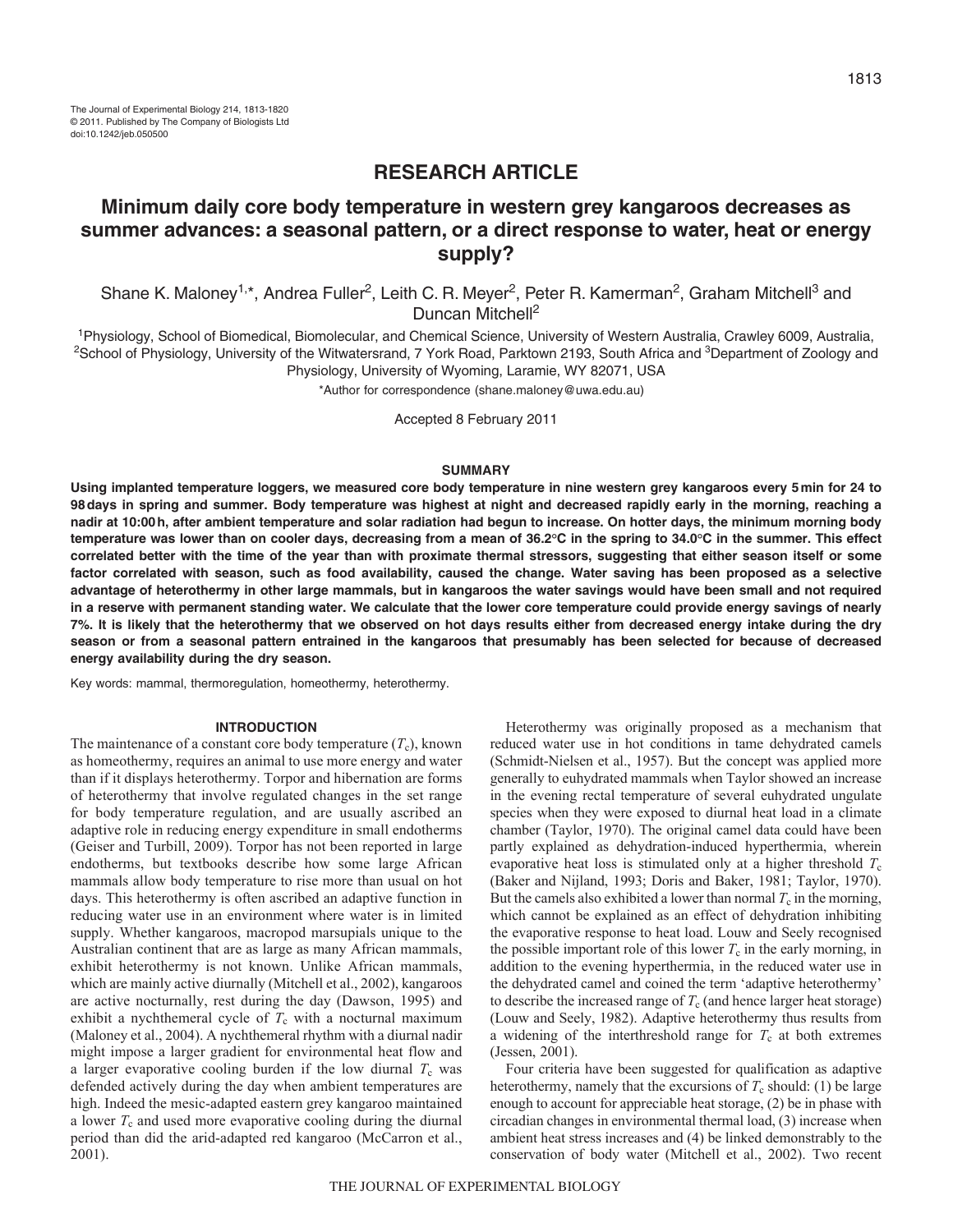# RESEARCH ARTICLE

# Minimum daily core body temperature in western grey kangaroos decreases as summer advances: a seasonal pattern, or a direct response to water, heat or energy supply?

Shane K. Maloney[1,*], Andrea Fuller[2], Leith C. R. Meyer[2], Peter R. Kamerman[2], Graham Mitchell[3] and Duncan Mitchell[2]

[1]Physiology, School of Biomedical, Biomolecular, and Chemical Science, University of Western Australia, Crawley 6009, Australia, [2]School of Physiology, University of the Witwatersrand, 7 York Road, Parktown 2193, South Africa and [3]Department of Zoology and Physiology, University of Wyoming, Laramie, WY 82071, USA

*Author for correspondence (shane.maloney@uwa.edu.au)

Accepted 8 February 2011

## SUMMARY

**Using implanted temperature loggers, we measured core body temperature in nine western grey kangaroos every 5 min for 24 to 98 days in spring and summer. Body temperature was highest at night and decreased rapidly early in the morning, reaching a nadir at 10:00 h, after ambient temperature and solar radiation had begun to increase. On hotter days, the minimum morning body temperature was lower than on cooler days, decreasing from a mean of 36.2°C in the spring to 34.0°C in the summer. This effect correlated better with the time of the year than with proximate thermal stressors, suggesting that either season itself or some factor correlated with season, such as food availability, caused the change. Water saving has been proposed as a selective advantage of heterothermy in other large mammals, but in kangaroos the water savings would have been small and not required in a reserve with permanent standing water. We calculate that the lower core temperature could provide energy savings of nearly 7%. It is likely that the heterothermy that we observed on hot days results either from decreased energy intake during the dry season or from a seasonal pattern entrained in the kangaroos that presumably has been selected for because of decreased energy availability during the dry season.**

Key words: mammal, thermoregulation, homeothermy, heterothermy.

## INTRODUCTION

The maintenance of a constant core body temperature ($T_c$), known as homeothermy, requires an animal to use more energy and water than if it displays heterothermy. Torpor and hibernation are forms of heterothermy that involve regulated changes in the set range for body temperature regulation, and are usually ascribed an adaptive role in reducing energy expenditure in small endotherms (Geiser and Turbill, 2009). Torpor has not been reported in large endotherms, but textbooks describe how some large African mammals allow body temperature to rise more than usual on hot days. This heterothermy is often ascribed an adaptive function in reducing water use in an environment where water is in limited supply. Whether kangaroos, macropod marsupials unique to the Australian continent that are as large as many African mammals, exhibit heterothermy is not known. Unlike African mammals, which are mainly active diurnally (Mitchell et al., 2002), kangaroos are active nocturnally, rest during the day (Dawson, 1995) and exhibit a nychthemeral cycle of $T_c$ with a nocturnal maximum (Maloney et al., 2004). A nychthemeral rhythm with a diurnal nadir might impose a larger gradient for environmental heat flow and a larger evaporative cooling burden if the low diurnal $T_c$ was defended actively during the day when ambient temperatures are high. Indeed the mesic-adapted eastern grey kangaroo maintained a lower $T_c$ and used more evaporative cooling during the diurnal period than did the arid-adapted red kangaroo (McCarron et al., 2001).

Heterothermy was originally proposed as a mechanism that reduced water use in hot conditions in tame dehydrated camels (Schmidt-Nielsen et al., 1957). But the concept was applied more generally to euhydrated mammals when Taylor showed an increase in the evening rectal temperature of several euhydrated ungulate species when they were exposed to diurnal heat load in a climate chamber (Taylor, 1970). The original camel data could have been partly explained as dehydration-induced hyperthermia, wherein evaporative heat loss is stimulated only at a higher threshold $T_c$ (Baker and Nijland, 1993; Doris and Baker, 1981; Taylor, 1970). But the camels also exhibited a lower than normal $T_c$ in the morning, which cannot be explained as an effect of dehydration inhibiting the evaporative response to heat load. Louw and Seely recognised the possible important role of this lower $T_c$ in the early morning, in addition to the evening hyperthermia, in the reduced water use in the dehydrated camel and coined the term 'adaptive heterothermy' to describe the increased range of $T_c$ (and hence larger heat storage) (Louw and Seely, 1982). Adaptive heterothermy thus results from a widening of the interthreshold range for $T_c$ at both extremes (Jessen, 2001).

Four criteria have been suggested for qualification as adaptive heterothermy, namely that the excursions of $T_c$ should: (1) be large enough to account for appreciable heat storage, (2) be in phase with circadian changes in environmental thermal load, (3) increase when ambient heat stress increases and (4) be linked demonstrably to the conservation of body water (Mitchell et al., 2002). Two recent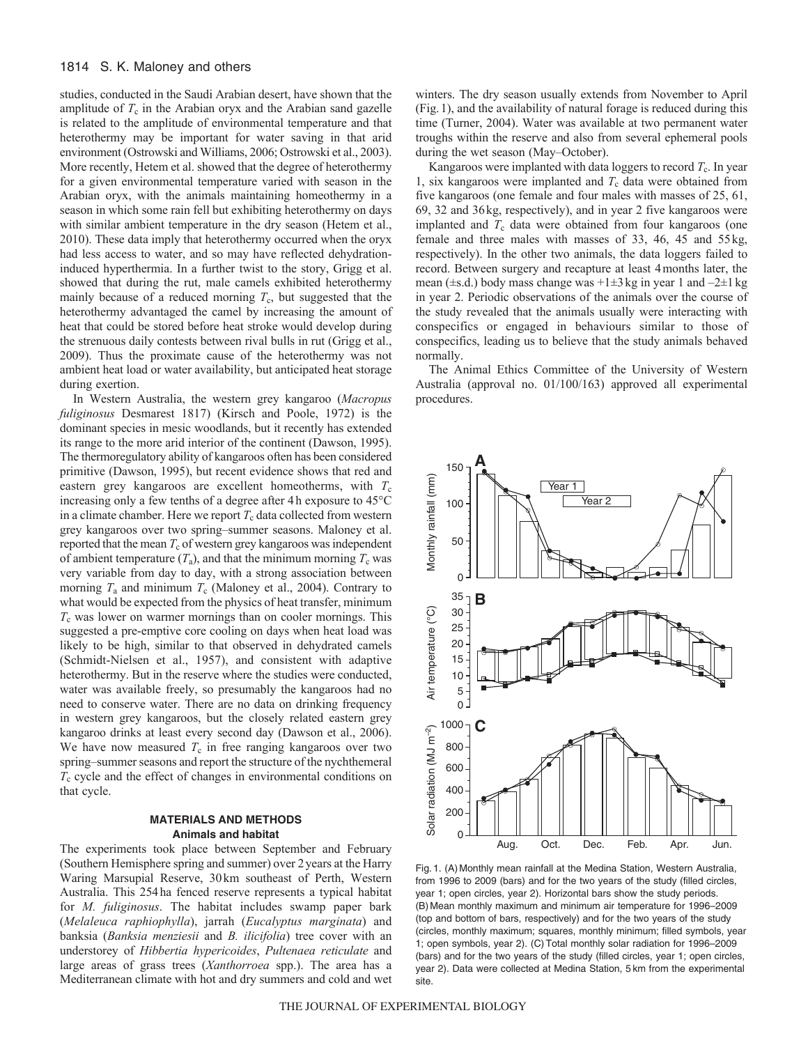studies, conducted in the Saudi Arabian desert, have shown that the amplitude of $T_c$ in the Arabian oryx and the Arabian sand gazelle is related to the amplitude of environmental temperature and that heterothermy may be important for water saving in that arid environment (Ostrowski and Williams, 2006; Ostrowski et al., 2003). More recently, Hetem et al. showed that the degree of heterothermy for a given environmental temperature varied with season in the Arabian oryx, with the animals maintaining homeothermy in a season in which some rain fell but exhibiting heterothermy on days with similar ambient temperature in the dry season (Hetem et al., 2010). These data imply that heterothermy occurred when the oryx had less access to water, and so may have reflected dehydration-induced hyperthermia. In a further twist to the story, Grigg et al. showed that during the rut, male camels exhibited heterothermy mainly because of a reduced morning $T_c$, but suggested that the heterothermy advantaged the camel by increasing the amount of heat that could be stored before heat stroke would develop during the strenuous daily contests between rival bulls in rut (Grigg et al., 2009). Thus the proximate cause of the heterothermy was not ambient heat load or water availability, but anticipated heat storage during exertion.

In Western Australia, the western grey kangaroo (*Macropus fuliginosus* Desmarest 1817) (Kirsch and Poole, 1972) is the dominant species in mesic woodlands, but it recently has extended its range to the more arid interior of the continent (Dawson, 1995). The thermoregulatory ability of kangaroos often has been considered primitive (Dawson, 1995), but recent evidence shows that red and eastern grey kangaroos are excellent homeotherms, with $T_c$ increasing only a few tenths of a degree after 4 h exposure to 45°C in a climate chamber. Here we report $T_c$ data collected from western grey kangaroos over two spring–summer seasons. Maloney et al. reported that the mean $T_c$ of western grey kangaroos was independent of ambient temperature ($T_a$), and that the minimum morning $T_c$ was very variable from day to day, with a strong association between morning $T_a$ and minimum $T_c$ (Maloney et al., 2004). Contrary to what would be expected from the physics of heat transfer, minimum $T_c$ was lower on warmer mornings than on cooler mornings. This suggested a pre-emptive core cooling on days when heat load was likely to be high, similar to that observed in dehydrated camels (Schmidt-Nielsen et al., 1957), and consistent with adaptive heterothermy. But in the reserve where the studies were conducted, water was available freely, so presumably the kangaroos had no need to conserve water. There are no data on drinking frequency in western grey kangaroos, but the closely related eastern grey kangaroo drinks at least every second day (Dawson et al., 2006). We have now measured $T_c$ in free ranging kangaroos over two spring–summer seasons and report the structure of the nychthemeral $T_c$ cycle and the effect of changes in environmental conditions on that cycle.

## MATERIALS AND METHODS

### Animals and habitat

The experiments took place between September and February (Southern Hemisphere spring and summer) over 2 years at the Harry Waring Marsupial Reserve, 30 km southeast of Perth, Western Australia. This 254 ha fenced reserve represents a typical habitat for *M. fuliginosus*. The habitat includes swamp paper bark (*Melaleuca raphiophylla*), jarrah (*Eucalyptus marginata*) and banksia (*Banksia menziesii* and *B. ilicifolia*) tree cover with an understorey of *Hibbertia hypericoides*, *Pultenaea reticulate* and large areas of grass trees (*Xanthorroea* spp.). The area has a Mediterranean climate with hot and dry summers and cold and wet winters. The dry season usually extends from November to April (Fig. 1), and the availability of natural forage is reduced during this time (Turner, 2004). Water was available at two permanent water troughs within the reserve and also from several ephemeral pools during the wet season (May–October).

Kangaroos were implanted with data loggers to record $T_c$. In year 1, six kangaroos were implanted and $T_c$ data were obtained from five kangaroos (one female and four males with masses of 25, 61, 69, 32 and 36 kg, respectively), and in year 2 five kangaroos were implanted and $T_c$ data were obtained from four kangaroos (one female and three males with masses of 33, 46, 45 and 55 kg, respectively). In the other two animals, the data loggers failed to record. Between surgery and recapture at least 4 months later, the mean (±s.d.) body mass change was +1±3 kg in year 1 and –2±1 kg in year 2. Periodic observations of the animals over the course of the study revealed that the animals usually were interacting with conspecifics or engaged in behaviours similar to those of conspecifics, leading us to believe that the study animals behaved normally.

The Animal Ethics Committee of the University of Western Australia (approval no. 01/100/163) approved all experimental procedures.

Fig. 1. (A) Monthly mean rainfall at the Medina Station, Western Australia, from 1996 to 2009 (bars) and for the two years of the study (filled circles, year 1; open circles, year 2). Horizontal bars show the study periods. (B) Mean monthly maximum and minimum air temperature for 1996–2009 (top and bottom of bars, respectively) and for the two years of the study (circles, monthly maximum; squares, monthly minimum; filled symbols, year 1; open symbols, year 2). (C) Total monthly solar radiation for 1996–2009 (bars) and for the two years of the study (filled circles, year 1; open circles, year 2). Data were collected at Medina Station, 5 km from the experimental site.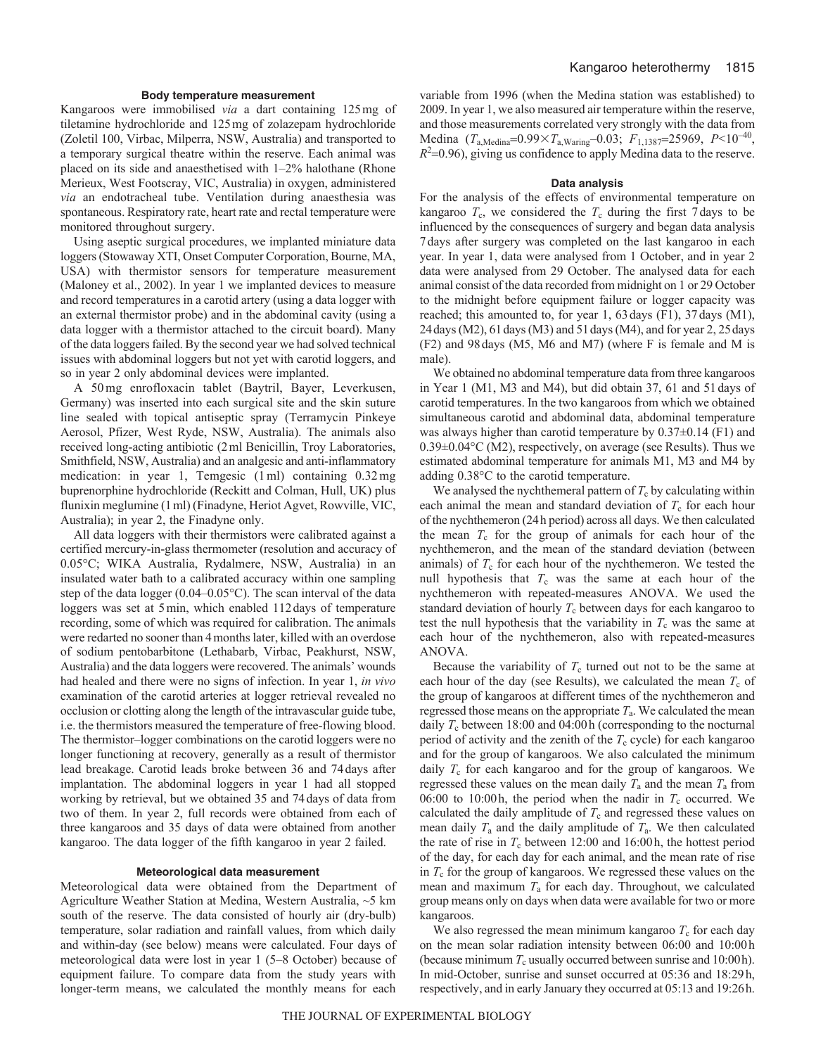### Body temperature measurement

Kangaroos were immobilised *via* a dart containing 125 mg of tiletamine hydrochloride and 125 mg of zolazepam hydrochloride (Zoletil 100, Virbac, Milperra, NSW, Australia) and transported to a temporary surgical theatre within the reserve. Each animal was placed on its side and anaesthetised with 1–2% halothane (Rhone Merieux, West Footscray, VIC, Australia) in oxygen, administered *via* an endotracheal tube. Ventilation during anaesthesia was spontaneous. Respiratory rate, heart rate and rectal temperature were monitored throughout surgery.

Using aseptic surgical procedures, we implanted miniature data loggers (Stowaway XTI, Onset Computer Corporation, Bourne, MA, USA) with thermistor sensors for temperature measurement (Maloney et al., 2002). In year 1 we implanted devices to measure and record temperatures in a carotid artery (using a data logger with an external thermistor probe) and in the abdominal cavity (using a data logger with a thermistor attached to the circuit board). Many of the data loggers failed. By the second year we had solved technical issues with abdominal loggers but not yet with carotid loggers, and so in year 2 only abdominal devices were implanted.

A 50 mg enrofloxacin tablet (Baytril, Bayer, Leverkusen, Germany) was inserted into each surgical site and the skin suture line sealed with topical antiseptic spray (Terramycin Pinkeye Aerosol, Pfizer, West Ryde, NSW, Australia). The animals also received long-acting antibiotic (2 ml Benicillin, Troy Laboratories, Smithfield, NSW, Australia) and an analgesic and anti-inflammatory medication: in year 1, Temgesic (1 ml) containing 0.32 mg buprenorphine hydrochloride (Reckitt and Colman, Hull, UK) plus flunixin meglumine (1 ml) (Finadyne, Heriot Agvet, Rowville, VIC, Australia); in year 2, the Finadyne only.

All data loggers with their thermistors were calibrated against a certified mercury-in-glass thermometer (resolution and accuracy of 0.05°C; WIKA Australia, Rydalmere, NSW, Australia) in an insulated water bath to a calibrated accuracy within one sampling step of the data logger (0.04–0.05°C). The scan interval of the data loggers was set at 5 min, which enabled 112 days of temperature recording, some of which was required for calibration. The animals were redarted no sooner than 4 months later, killed with an overdose of sodium pentobarbitone (Lethabarb, Virbac, Peakhurst, NSW, Australia) and the data loggers were recovered. The animals' wounds had healed and there were no signs of infection. In year 1, *in vivo* examination of the carotid arteries at logger retrieval revealed no occlusion or clotting along the length of the intravascular guide tube, i.e. the thermistors measured the temperature of free-flowing blood. The thermistor–logger combinations on the carotid loggers were no longer functioning at recovery, generally as a result of thermistor lead breakage. Carotid leads broke between 36 and 74 days after implantation. The abdominal loggers in year 1 had all stopped working by retrieval, but we obtained 35 and 74 days of data from two of them. In year 2, full records were obtained from each of three kangaroos and 35 days of data were obtained from another kangaroo. The data logger of the fifth kangaroo in year 2 failed.

### Meteorological data measurement

Meteorological data were obtained from the Department of Agriculture Weather Station at Medina, Western Australia, ~5 km south of the reserve. The data consisted of hourly air (dry-bulb) temperature, solar radiation and rainfall values, from which daily and within-day (see below) means were calculated. Four days of meteorological data were lost in year 1 (5–8 October) because of equipment failure. To compare data from the study years with longer-term means, we calculated the monthly means for each variable from 1996 (when the Medina station was established) to 2009. In year 1, we also measured air temperature within the reserve, and those measurements correlated very strongly with the data from Medina ($T_{a,Medina}$=0.99×$T_{a,Waring}$–0.03; $F_{1,1387}$=25969, $P$<10$^{-40}$, $R^2$=0.96), giving us confidence to apply Medina data to the reserve.

### Data analysis

For the analysis of the effects of environmental temperature on kangaroo $T_c$, we considered the $T_c$ during the first 7 days to be influenced by the consequences of surgery and began data analysis 7 days after surgery was completed on the last kangaroo in each year. In year 1, data were analysed from 1 October, and in year 2 data were analysed from 29 October. The analysed data for each animal consist of the data recorded from midnight on 1 or 29 October to the midnight before equipment failure or logger capacity was reached; this amounted to, for year 1, 63 days (F1), 37 days (M1), 24 days (M2), 61 days (M3) and 51 days (M4), and for year 2, 25 days (F2) and 98 days (M5, M6 and M7) (where F is female and M is male).

We obtained no abdominal temperature data from three kangaroos in Year 1 (M1, M3 and M4), but did obtain 37, 61 and 51 days of carotid temperatures. In the two kangaroos from which we obtained simultaneous carotid and abdominal data, abdominal temperature was always higher than carotid temperature by 0.37±0.14 (F1) and 0.39±0.04°C (M2), respectively, on average (see Results). Thus we estimated abdominal temperature for animals M1, M3 and M4 by adding 0.38°C to the carotid temperature.

We analysed the nychthemeral pattern of $T_c$ by calculating within each animal the mean and standard deviation of $T_c$ for each hour of the nychthemeron (24 h period) across all days. We then calculated the mean $T_c$ for the group of animals for each hour of the nychthemeron, and the mean of the standard deviation (between animals) of $T_c$ for each hour of the nychthemeron. We tested the null hypothesis that $T_c$ was the same at each hour of the nychthemeron with repeated-measures ANOVA. We used the standard deviation of hourly $T_c$ between days for each kangaroo to test the null hypothesis that the variability in $T_c$ was the same at each hour of the nychthemeron, also with repeated-measures ANOVA.

Because the variability of $T_c$ turned out not to be the same at each hour of the day (see Results), we calculated the mean $T_c$ of the group of kangaroos at different times of the nychthemeron and regressed those means on the appropriate $T_a$. We calculated the mean daily $T_c$ between 18:00 and 04:00 h (corresponding to the nocturnal period of activity and the zenith of the $T_c$ cycle) for each kangaroo and for the group of kangaroos. We also calculated the minimum daily $T_c$ for each kangaroo and for the group of kangaroos. We regressed these values on the mean daily $T_a$ and the mean $T_a$ from 06:00 to 10:00 h, the period when the nadir in $T_c$ occurred. We calculated the daily amplitude of $T_c$ and regressed these values on mean daily $T_a$ and the daily amplitude of $T_a$. We then calculated the rate of rise in $T_c$ between 12:00 and 16:00 h, the hottest period of the day, for each day for each animal, and the mean rate of rise in $T_c$ for the group of kangaroos. We regressed these values on the mean and maximum $T_a$ for each day. Throughout, we calculated group means only on days when data were available for two or more kangaroos.

We also regressed the mean minimum kangaroo $T_c$ for each day on the mean solar radiation intensity between 06:00 and 10:00 h (because minimum $T_c$ usually occurred between sunrise and 10:00 h). In mid-October, sunrise and sunset occurred at 05:36 and 18:29 h, respectively, and in early January they occurred at 05:13 and 19:26 h.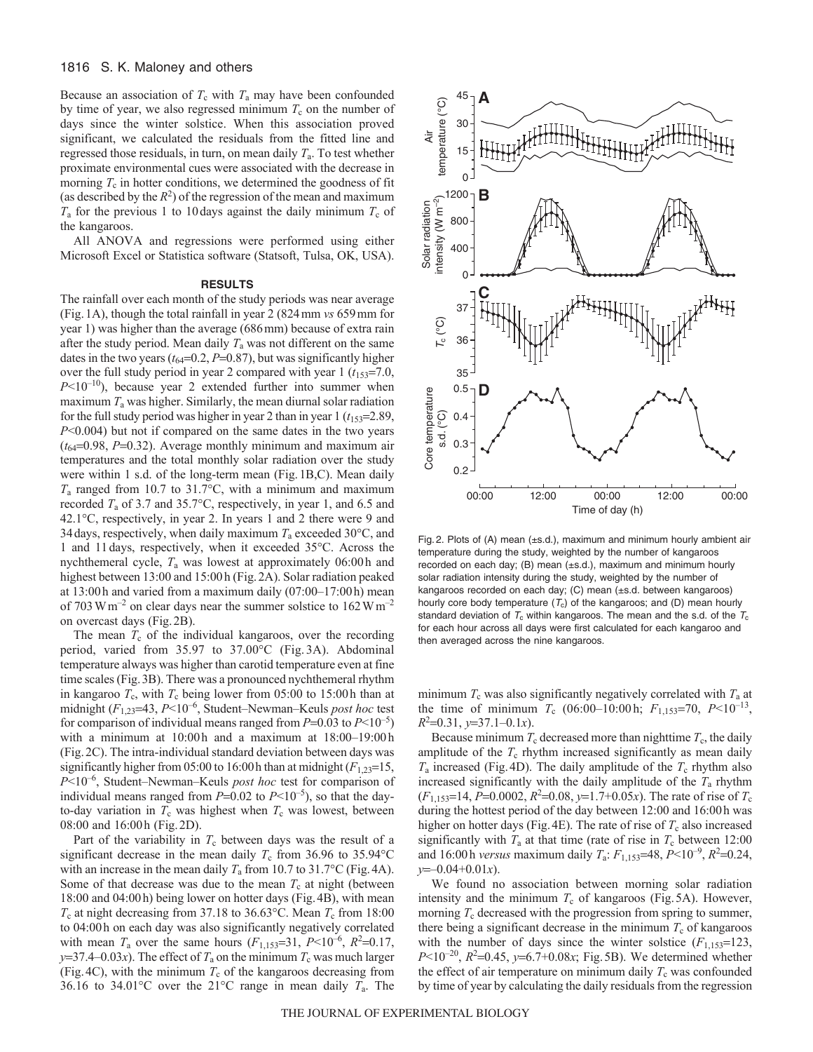Because an association of $T_c$ with $T_a$ may have been confounded by time of year, we also regressed minimum $T_c$ on the number of days since the winter solstice. When this association proved significant, we calculated the residuals from the fitted line and regressed those residuals, in turn, on mean daily $T_a$. To test whether proximate environmental cues were associated with the decrease in morning $T_c$ in hotter conditions, we determined the goodness of fit (as described by the $R^2$) of the regression of the mean and maximum $T_a$ for the previous 1 to 10 days against the daily minimum $T_c$ of the kangaroos.

All ANOVA and regressions were performed using either Microsoft Excel or Statistica software (Statsoft, Tulsa, OK, USA).

## RESULTS

The rainfall over each month of the study periods was near average (Fig. 1A), though the total rainfall in year 2 (824 mm *vs* 659 mm for year 1) was higher than the average (686 mm) because of extra rain after the study period. Mean daily $T_a$ was not different on the same dates in the two years ($t_{64}$=0.2, $P$=0.87), but was significantly higher over the full study period in year 2 compared with year 1 ($t_{153}$=7.0, $P<10^{-10}$), because year 2 extended further into summer when maximum $T_a$ was higher. Similarly, the mean diurnal solar radiation for the full study period was higher in year 2 than in year 1 ($t_{153}$=2.89, $P$<0.004) but not if compared on the same dates in the two years ($t_{64}$=0.98, $P$=0.32). Average monthly minimum and maximum air temperatures and the total monthly solar radiation over the study were within 1 s.d. of the long-term mean (Fig. 1B,C). Mean daily $T_a$ ranged from 10.7 to 31.7°C, with a minimum and maximum recorded $T_a$ of 3.7 and 35.7°C, respectively, in year 1, and 6.5 and 42.1°C, respectively, in year 2. In years 1 and 2 there were 9 and 34 days, respectively, when daily maximum $T_a$ exceeded 30°C, and 1 and 11 days, respectively, when it exceeded 35°C. Across the nychthemeral cycle, $T_a$ was lowest at approximately 06:00 h and highest between 13:00 and 15:00 h (Fig. 2A). Solar radiation peaked at 13:00 h and varied from a maximum daily (07:00–17:00 h) mean of 703 W m$^{-2}$ on clear days near the summer solstice to 162 W m$^{-2}$ on overcast days (Fig. 2B).

The mean $T_c$ of the individual kangaroos, over the recording period, varied from 35.97 to 37.00°C (Fig. 3A). Abdominal temperature always was higher than carotid temperature even at fine time scales (Fig. 3B). There was a pronounced nychthemeral rhythm in kangaroo $T_c$, with $T_c$ being lower from 05:00 to 15:00 h than at midnight ($F_{1,23}$=43, $P<10^{-6}$, Student–Newman–Keuls *post hoc* test for comparison of individual means ranged from $P$=0.03 to $P<10^{-5}$) with a minimum at 10:00 h and a maximum at 18:00–19:00 h (Fig. 2C). The intra-individual standard deviation between days was significantly higher from 05:00 to 16:00 h than at midnight ($F_{1,23}$=15, $P<10^{-6}$, Student–Newman–Keuls *post hoc* test for comparison of individual means ranged from $P$=0.02 to $P<10^{-5}$), so that the day-to-day variation in $T_c$ was highest when $T_c$ was lowest, between 08:00 and 16:00 h (Fig. 2D).

Part of the variability in $T_c$ between days was the result of a significant decrease in the mean daily $T_c$ from 36.96 to 35.94°C with an increase in the mean daily $T_a$ from 10.7 to 31.7°C (Fig. 4A). Some of that decrease was due to the mean $T_c$ at night (between 18:00 and 04:00 h) being lower on hotter days (Fig. 4B), with mean $T_c$ at night decreasing from 37.18 to 36.63°C. Mean $T_c$ from 18:00 to 04:00 h on each day was also significantly negatively correlated with mean $T_a$ over the same hours ($F_{1,153}$=31, $P<10^{-6}$, $R^2$=0.17, $y$=37.4–0.03$x$). The effect of $T_a$ on the minimum $T_c$ was much larger (Fig. 4C), with the minimum $T_c$ of the kangaroos decreasing from 36.16 to 34.01°C over the 21°C range in mean daily $T_a$. The minimum $T_c$ was also significantly negatively correlated with $T_a$ at the time of minimum $T_c$ (06:00–10:00 h; $F_{1,153}$=70, $P<10^{-13}$, $R^2$=0.31, $y$=37.1–0.1$x$).

Because minimum $T_c$ decreased more than nighttime $T_c$, the daily amplitude of the $T_c$ rhythm increased significantly as mean daily $T_a$ increased (Fig. 4D). The daily amplitude of the $T_c$ rhythm also increased significantly with the daily amplitude of the $T_a$ rhythm ($F_{1,153}$=14, $P$=0.0002, $R^2$=0.08, $y$=1.7+0.05$x$). The rate of rise of $T_c$ during the hottest period of the day between 12:00 and 16:00 h was higher on hotter days (Fig. 4E). The rate of rise of $T_c$ also increased significantly with $T_a$ at that time (rate of rise in $T_c$ between 12:00 and 16:00 h *versus* maximum daily $T_a$: $F_{1,153}$=48, $P<10^{-9}$, $R^2$=0.24, $y$=–0.04+0.01$x$).

We found no association between morning solar radiation intensity and the minimum $T_c$ of kangaroos (Fig. 5A). However, morning $T_c$ decreased with the progression from spring to summer, there being a significant decrease in the minimum $T_c$ of kangaroos with the number of days since the winter solstice ($F_{1,153}$=123, $P<10^{-20}$, $R^2$=0.45, $y$=6.7+0.08$x$; Fig. 5B). We determined whether the effect of air temperature on minimum daily $T_c$ was confounded by time of year by calculating the daily residuals from the regression

Fig. 2. Plots of (A) mean (±s.d.), maximum and minimum hourly ambient air temperature during the study, weighted by the number of kangaroos recorded on each day; (B) mean (±s.d.), maximum and minimum hourly solar radiation intensity during the study, weighted by the number of kangaroos recorded on each day; (C) mean (±s.d. between kangaroos) hourly core body temperature ($T_c$) of the kangaroos; and (D) mean hourly standard deviation of $T_c$ within kangaroos. The mean and the s.d. of the $T_c$ for each hour across all days were first calculated for each kangaroo and then averaged across the nine kangaroos.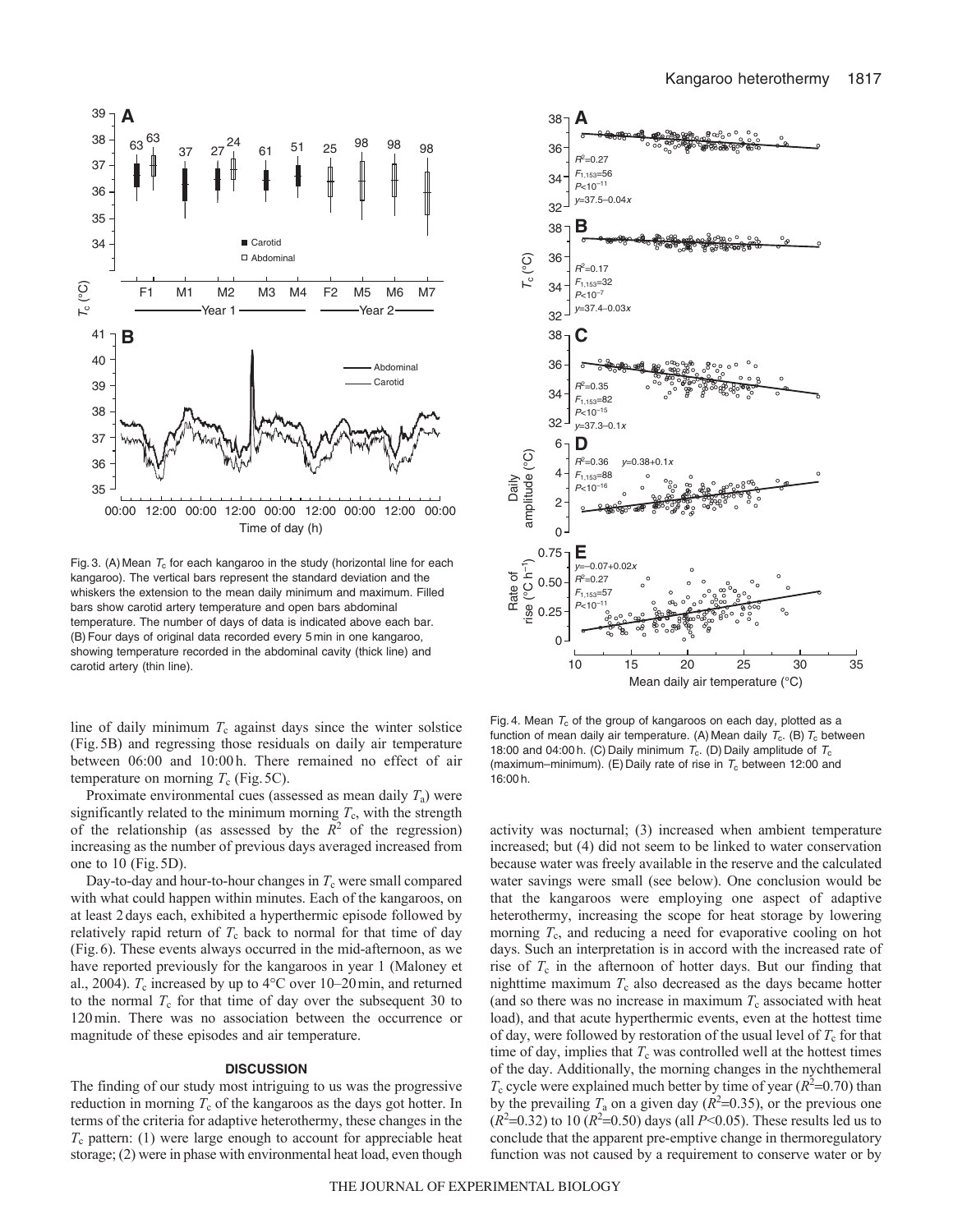Fig. 3. (A) Mean $T_c$ for each kangaroo in the study (horizontal line for each kangaroo). The vertical bars represent the standard deviation and the whiskers the extension to the mean daily minimum and maximum. Filled bars show carotid artery temperature and open bars abdominal temperature. The number of days of data is indicated above each bar. (B) Four days of original data recorded every 5 min in one kangaroo, showing temperature recorded in the abdominal cavity (thick line) and carotid artery (thin line).

Fig. 4. Mean $T_c$ of the group of kangaroos on each day, plotted as a function of mean daily air temperature. (A) Mean daily $T_c$. (B) $T_c$ between 18:00 and 04:00 h. (C) Daily minimum $T_c$. (D) Daily amplitude of $T_c$ (maximum–minimum). (E) Daily rate of rise in $T_c$ between 12:00 and 16:00 h.

line of daily minimum $T_c$ against days since the winter solstice (Fig. 5B) and regressing those residuals on daily air temperature between 06:00 and 10:00 h. There remained no effect of air temperature on morning $T_c$ (Fig. 5C).

Proximate environmental cues (assessed as mean daily $T_a$) were significantly related to the minimum morning $T_c$, with the strength of the relationship (as assessed by the $R^2$ of the regression) increasing as the number of previous days averaged increased from one to 10 (Fig. 5D).

Day-to-day and hour-to-hour changes in $T_c$ were small compared with what could happen within minutes. Each of the kangaroos, on at least 2 days each, exhibited a hyperthermic episode followed by relatively rapid return of $T_c$ back to normal for that time of day (Fig. 6). These events always occurred in the mid-afternoon, as we have reported previously for the kangaroos in year 1 (Maloney et al., 2004). $T_c$ increased by up to 4°C over 10–20 min, and returned to the normal $T_c$ for that time of day over the subsequent 30 to 120 min. There was no association between the occurrence or magnitude of these episodes and air temperature.

## DISCUSSION

The finding of our study most intriguing to us was the progressive reduction in morning $T_c$ of the kangaroos as the days got hotter. In terms of the criteria for adaptive heterothermy, these changes in the $T_c$ pattern: (1) were large enough to account for appreciable heat storage; (2) were in phase with environmental heat load, even though activity was nocturnal; (3) increased when ambient temperature increased; but (4) did not seem to be linked to water conservation because water was freely available in the reserve and the calculated water savings were small (see below). One conclusion would be that the kangaroos were employing one aspect of adaptive heterothermy, increasing the scope for heat storage by lowering morning $T_c$, and reducing a need for evaporative cooling on hot days. Such an interpretation is in accord with the increased rate of rise of $T_c$ in the afternoon of hotter days. But our finding that nighttime maximum $T_c$ also decreased as the days became hotter (and so there was no increase in maximum $T_c$ associated with heat load), and that acute hyperthermic events, even at the hottest time of day, were followed by restoration of the usual level of $T_c$ for that time of day, implies that $T_c$ was controlled well at the hottest times of the day. Additionally, the morning changes in the nychthemeral $T_c$ cycle were explained much better by time of year ($R^2$=0.70) than by the prevailing $T_a$ on a given day ($R^2$=0.35), or the previous one ($R^2$=0.32) to 10 ($R^2$=0.50) days (all $P$<0.05). These results led us to conclude that the apparent pre-emptive change in thermoregulatory function was not caused by a requirement to conserve water or by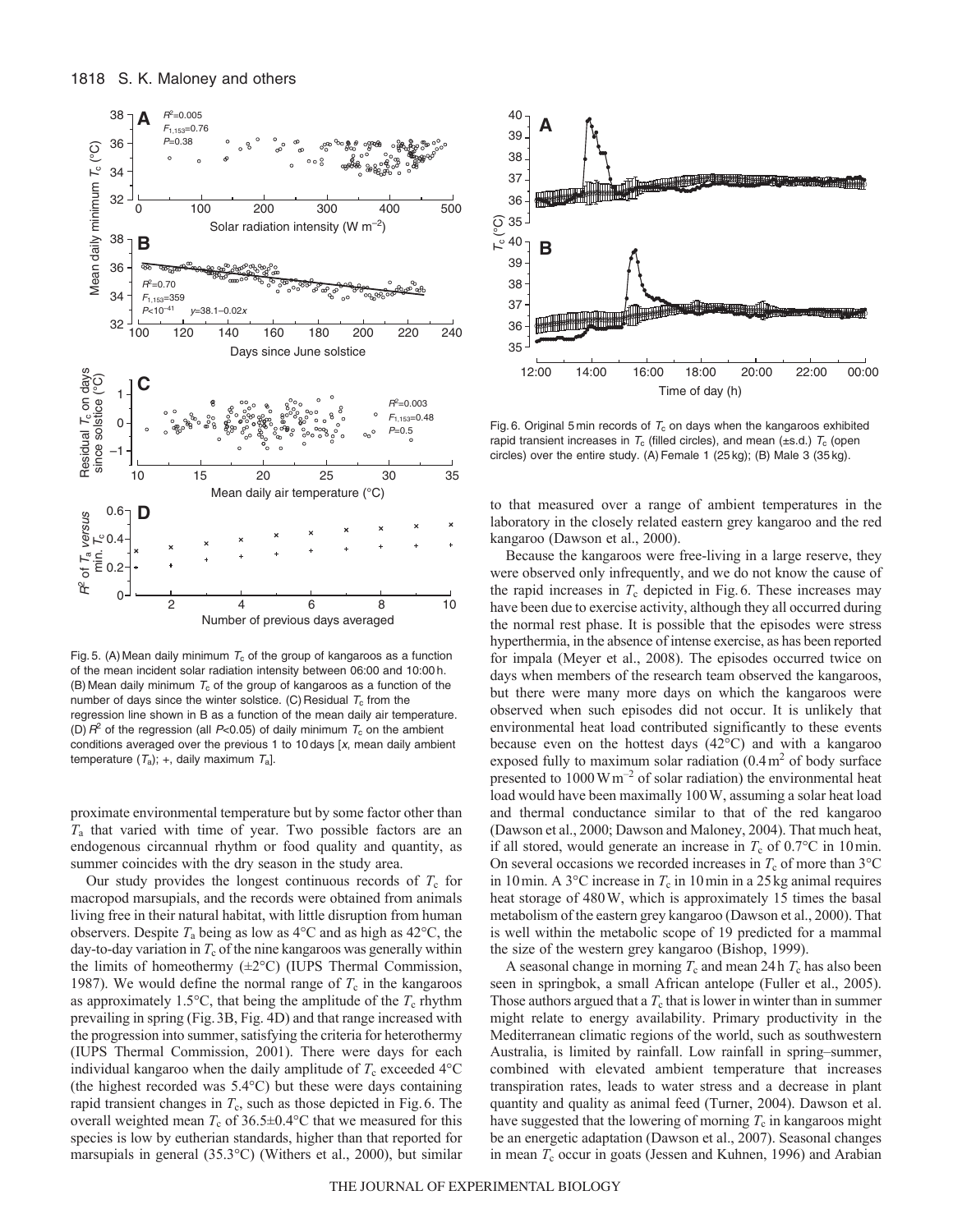Fig. 5. (A) Mean daily minimum $T_c$ of the group of kangaroos as a function of the mean incident solar radiation intensity between 06:00 and 10:00 h. (B) Mean daily minimum $T_c$ of the group of kangaroos as a function of the number of days since the winter solstice. (C) Residual $T_c$ from the regression line shown in B as a function of the mean daily air temperature. (D) $R^2$ of the regression (all $P<0.05$) of daily minimum $T_c$ on the ambient conditions averaged over the previous 1 to 10 days [x, mean daily ambient temperature ($T_a$); +, daily maximum $T_a$].

Fig. 6. Original 5 min records of $T_c$ on days when the kangaroos exhibited rapid transient increases in $T_c$ (filled circles), and mean (±s.d.) $T_c$ (open circles) over the entire study. (A) Female 1 (25 kg); (B) Male 3 (35 kg).

proximate environmental temperature but by some factor other than $T_a$ that varied with time of year. Two possible factors are an endogenous circannual rhythm or food quality and quantity, as summer coincides with the dry season in the study area.

Our study provides the longest continuous records of $T_c$ for macropod marsupials, and the records were obtained from animals living free in their natural habitat, with little disruption from human observers. Despite $T_a$ being as low as 4°C and as high as 42°C, the day-to-day variation in $T_c$ of the nine kangaroos was generally within the limits of homeothermy (±2°C) (IUPS Thermal Commission, 1987). We would define the normal range of $T_c$ in the kangaroos as approximately 1.5°C, that being the amplitude of the $T_c$ rhythm prevailing in spring (Fig. 3B, Fig. 4D) and that range increased with the progression into summer, satisfying the criteria for heterothermy (IUPS Thermal Commission, 2001). There were days for each individual kangaroo when the daily amplitude of $T_c$ exceeded 4°C (the highest recorded was 5.4°C) but these were days containing rapid transient changes in $T_c$, such as those depicted in Fig. 6. The overall weighted mean $T_c$ of 36.5±0.4°C that we measured for this species is low by eutherian standards, higher than that reported for marsupials in general (35.3°C) (Withers et al., 2000), but similar to that measured over a range of ambient temperatures in the laboratory in the closely related eastern grey kangaroo and the red kangaroo (Dawson et al., 2000).

Because the kangaroos were free-living in a large reserve, they were observed only infrequently, and we do not know the cause of the rapid increases in $T_c$ depicted in Fig. 6. These increases may have been due to exercise activity, although they all occurred during the normal rest phase. It is possible that the episodes were stress hyperthermia, in the absence of intense exercise, as has been reported for impala (Meyer et al., 2008). The episodes occurred twice on days when members of the research team observed the kangaroos, but there were many more days on which the kangaroos were observed when such episodes did not occur. It is unlikely that environmental heat load contributed significantly to these events because even on the hottest days (42°C) and with a kangaroo exposed fully to maximum solar radiation (0.4 m$^2$ of body surface presented to 1000 W m$^{-2}$ of solar radiation) the environmental heat load would have been maximally 100 W, assuming a solar heat load and thermal conductance similar to that of the red kangaroo (Dawson et al., 2000; Dawson and Maloney, 2004). That much heat, if all stored, would generate an increase in $T_c$ of 0.7°C in 10 min. On several occasions we recorded increases in $T_c$ of more than 3°C in 10 min. A 3°C increase in $T_c$ in 10 min in a 25 kg animal requires heat storage of 480 W, which is approximately 15 times the basal metabolism of the eastern grey kangaroo (Dawson et al., 2000). That is well within the metabolic scope of 19 predicted for a mammal the size of the western grey kangaroo (Bishop, 1999).

A seasonal change in morning $T_c$ and mean 24 h $T_c$ has also been seen in springbok, a small African antelope (Fuller et al., 2005). Those authors argued that a $T_c$ that is lower in winter than in summer might relate to energy availability. Primary productivity in the Mediterranean climatic regions of the world, such as southwestern Australia, is limited by rainfall. Low rainfall in spring–summer, combined with elevated ambient temperature that increases transpiration rates, leads to water stress and a decrease in plant quantity and quality as animal feed (Turner, 2004). Dawson et al. have suggested that the lowering of morning $T_c$ in kangaroos might be an energetic adaptation (Dawson et al., 2007). Seasonal changes in mean $T_c$ occur in goats (Jessen and Kuhnen, 1996) and Arabian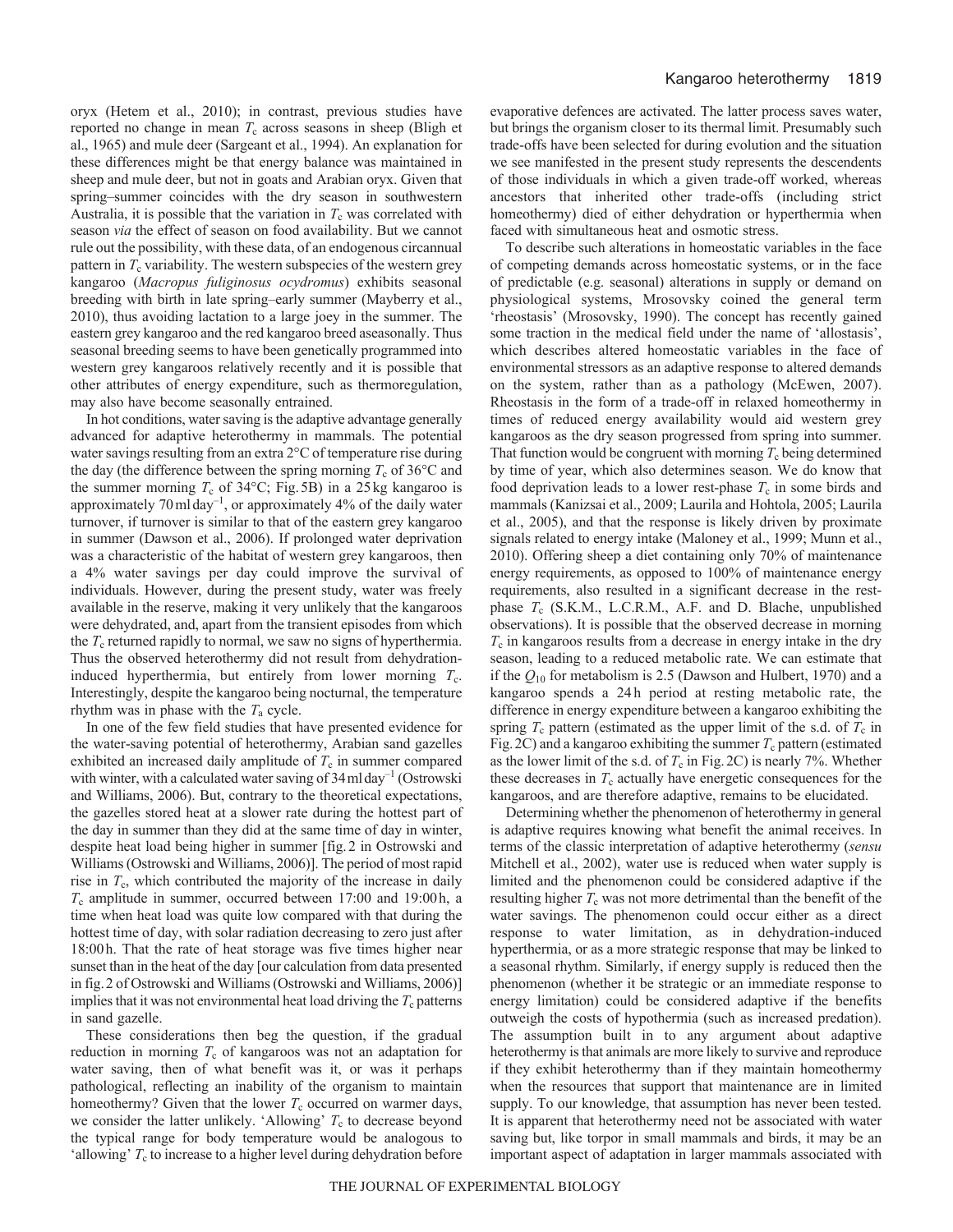oryx (Hetem et al., 2010); in contrast, previous studies have reported no change in mean $T_c$ across seasons in sheep (Bligh et al., 1965) and mule deer (Sargeant et al., 1994). An explanation for these differences might be that energy balance was maintained in sheep and mule deer, but not in goats and Arabian oryx. Given that spring–summer coincides with the dry season in southwestern Australia, it is possible that the variation in $T_c$ was correlated with season *via* the effect of season on food availability. But we cannot rule out the possibility, with these data, of an endogenous circannual pattern in $T_c$ variability. The western subspecies of the western grey kangaroo (*Macropus fuliginosus ocydromus*) exhibits seasonal breeding with birth in late spring–early summer (Mayberry et al., 2010), thus avoiding lactation to a large joey in the summer. The eastern grey kangaroo and the red kangaroo breed aseasonally. Thus seasonal breeding seems to have been genetically programmed into western grey kangaroos relatively recently and it is possible that other attributes of energy expenditure, such as thermoregulation, may also have become seasonally entrained.

In hot conditions, water saving is the adaptive advantage generally advanced for adaptive heterothermy in mammals. The potential water savings resulting from an extra 2°C of temperature rise during the day (the difference between the spring morning $T_c$ of 36°C and the summer morning $T_c$ of 34°C; Fig. 5B) in a 25 kg kangaroo is approximately 70 ml day$^{-1}$, or approximately 4% of the daily water turnover, if turnover is similar to that of the eastern grey kangaroo in summer (Dawson et al., 2006). If prolonged water deprivation was a characteristic of the habitat of western grey kangaroos, then a 4% water savings per day could improve the survival of individuals. However, during the present study, water was freely available in the reserve, making it very unlikely that the kangaroos were dehydrated, and, apart from the transient episodes from which the $T_c$ returned rapidly to normal, we saw no signs of hyperthermia. Thus the observed heterothermy did not result from dehydration-induced hyperthermia, but entirely from lower morning $T_c$. Interestingly, despite the kangaroo being nocturnal, the temperature rhythm was in phase with the $T_a$ cycle.

In one of the few field studies that have presented evidence for the water-saving potential of heterothermy, Arabian sand gazelles exhibited an increased daily amplitude of $T_c$ in summer compared with winter, with a calculated water saving of 34 ml day$^{-1}$ (Ostrowski and Williams, 2006). But, contrary to the theoretical expectations, the gazelles stored heat at a slower rate during the hottest part of the day in summer than they did at the same time of day in winter, despite heat load being higher in summer [fig. 2 in Ostrowski and Williams (Ostrowski and Williams, 2006)]. The period of most rapid rise in $T_c$, which contributed the majority of the increase in daily $T_c$ amplitude in summer, occurred between 17:00 and 19:00 h, a time when heat load was quite low compared with that during the hottest time of day, with solar radiation decreasing to zero just after 18:00 h. That the rate of heat storage was five times higher near sunset than in the heat of the day [our calculation from data presented in fig. 2 of Ostrowski and Williams (Ostrowski and Williams, 2006)] implies that it was not environmental heat load driving the $T_c$ patterns in sand gazelle.

These considerations then beg the question, if the gradual reduction in morning $T_c$ of kangaroos was not an adaptation for water saving, then of what benefit was it, or was it perhaps pathological, reflecting an inability of the organism to maintain homeothermy? Given that the lower $T_c$ occurred on warmer days, we consider the latter unlikely. 'Allowing' $T_c$ to decrease beyond the typical range for body temperature would be analogous to 'allowing' $T_c$ to increase to a higher level during dehydration before evaporative defences are activated. The latter process saves water, but brings the organism closer to its thermal limit. Presumably such trade-offs have been selected for during evolution and the situation we see manifested in the present study represents the descendents of those individuals in which a given trade-off worked, whereas ancestors that inherited other trade-offs (including strict homeothermy) died of either dehydration or hyperthermia when faced with simultaneous heat and osmotic stress.

To describe such alterations in homeostatic variables in the face of competing demands across homeostatic systems, or in the face of predictable (e.g. seasonal) alterations in supply or demand on physiological systems, Mrosovsky coined the general term 'rheostasis' (Mrosovsky, 1990). The concept has recently gained some traction in the medical field under the name of 'allostasis', which describes altered homeostatic variables in the face of environmental stressors as an adaptive response to altered demands on the system, rather than as a pathology (McEwen, 2007). Rheostasis in the form of a trade-off in relaxed homeothermy in times of reduced energy availability would aid western grey kangaroos as the dry season progressed from spring into summer. That function would be congruent with morning $T_c$ being determined by time of year, which also determines season. We do know that food deprivation leads to a lower rest-phase $T_c$ in some birds and mammals (Kanizsai et al., 2009; Laurila and Hohtola, 2005; Laurila et al., 2005), and that the response is likely driven by proximate signals related to energy intake (Maloney et al., 1999; Munn et al., 2010). Offering sheep a diet containing only 70% of maintenance energy requirements, as opposed to 100% of maintenance energy requirements, also resulted in a significant decrease in the rest-phase $T_c$ (S.K.M., L.C.R.M., A.F. and D. Blache, unpublished observations). It is possible that the observed decrease in morning $T_c$ in kangaroos results from a decrease in energy intake in the dry season, leading to a reduced metabolic rate. We can estimate that if the $Q_{10}$ for metabolism is 2.5 (Dawson and Hulbert, 1970) and a kangaroo spends a 24 h period at resting metabolic rate, the difference in energy expenditure between a kangaroo exhibiting the spring $T_c$ pattern (estimated as the upper limit of the s.d. of $T_c$ in Fig. 2C) and a kangaroo exhibiting the summer $T_c$ pattern (estimated as the lower limit of the s.d. of $T_c$ in Fig. 2C) is nearly 7%. Whether these decreases in $T_c$ actually have energetic consequences for the kangaroos, and are therefore adaptive, remains to be elucidated.

Determining whether the phenomenon of heterothermy in general is adaptive requires knowing what benefit the animal receives. In terms of the classic interpretation of adaptive heterothermy (*sensu* Mitchell et al., 2002), water use is reduced when water supply is limited and the phenomenon could be considered adaptive if the resulting higher $T_c$ was not more detrimental than the benefit of the water savings. The phenomenon could occur either as a direct response to water limitation, as in dehydration-induced hyperthermia, or as a more strategic response that may be linked to a seasonal rhythm. Similarly, if energy supply is reduced then the phenomenon (whether it be strategic or an immediate response to energy limitation) could be considered adaptive if the benefits outweigh the costs of hypothermia (such as increased predation). The assumption built in to any argument about adaptive heterothermy is that animals are more likely to survive and reproduce if they exhibit heterothermy than if they maintain homeothermy when the resources that support that maintenance are in limited supply. To our knowledge, that assumption has never been tested. It is apparent that heterothermy need not be associated with water saving but, like torpor in small mammals and birds, it may be an important aspect of adaptation in larger mammals associated with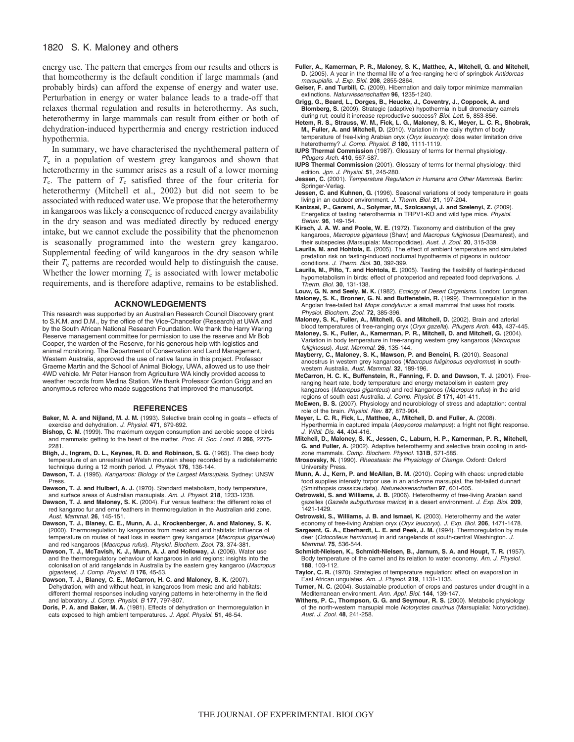energy use. The pattern that emerges from our results and others is that homeothermy is the default condition if large mammals (and probably birds) can afford the expense of energy and water use. Perturbation in energy or water balance leads to a trade-off that relaxes thermal regulation and results in heterothermy. As such, heterothermy in large mammals can result from either or both of dehydration-induced hyperthermia and energy restriction induced hypothermia.

In summary, we have characterised the nychthemeral pattern of $T_c$ in a population of western grey kangaroos and shown that heterothermy in the summer arises as a result of a lower morning $T_c$. The pattern of $T_c$ satisfied three of the four criteria for heterothermy (Mitchell et al., 2002) but did not seem to be associated with reduced water use. We propose that the heterothermy in kangaroos was likely a consequence of reduced energy availability in the dry season and was mediated directly by reduced energy intake, but we cannot exclude the possibility that the phenomenon is seasonally programmed into the western grey kangaroo. Supplemental feeding of wild kangaroos in the dry season while their $T_c$ patterns are recorded would help to distinguish the cause. Whether the lower morning $T_c$ is associated with lower metabolic requirements, and is therefore adaptive, remains to be established.

## ACKNOWLEDGEMENTS

This research was supported by an Australian Research Council Discovery grant to S.K.M. and D.M., by the office of the Vice-Chancellor (Research) at UWA and by the South African National Research Foundation. We thank the Harry Waring Reserve management committee for permission to use the reserve and Mr Bob Cooper, the warden of the Reserve, for his generous help with logistics and animal monitoring. The Department of Conservation and Land Management, Western Australia, approved the use of native fauna in this project. Professor Graeme Martin and the School of Animal Biology, UWA, allowed us to use their 4WD vehicle. Mr Peter Hanson from Agriculture WA kindly provided access to weather records from Medina Station. We thank Professor Gordon Grigg and an anonymous referee who made suggestions that improved the manuscript.

## REFERENCES

**Baker, M. A. and Nijland, M. J. M.** (1993). Selective brain cooling in goats – effects of exercise and dehydration. *J. Physiol.* **471**, 679-692.

**Bishop, C. M.** (1999). The maximum oxygen consumption and aerobic scope of birds and mammals: getting to the heart of the matter. *Proc. R. Soc. Lond. B* **266**, 2275-2281.

**Bligh, J., Ingram, D. L., Keynes, R. D. and Robinson, S. G.** (1965). The deep body temperature of an unrestrained Welsh mountain sheep recorded by a radiotelemetric technique during a 12 month period. *J. Physiol.* **176**, 136-144.

**Dawson, T. J.** (1995). *Kangaroos: Biology of the Largest Marsupials*. Sydney: UNSW Press.

**Dawson, T. J. and Hulbert, A. J.** (1970). Standard metabolism, body temperature, and surface areas of Australian marsupials. *Am. J. Physiol.* **218**, 1233-1238.

**Dawson, T. J. and Maloney, S. K.** (2004). Fur versus feathers: the different roles of red kangaroo fur and emu feathers in thermoregulation in the Australian arid zone. *Aust. Mammal.* **26**, 145-151.

**Dawson, T. J., Blaney, C. E., Munn, A. J., Krockenberger, A. and Maloney, S. K.** (2000). Thermoregulation by kangaroos from mesic and arid habitats: Influence of temperature on routes of heat loss in eastern grey kangaroos (*Macropus giganteus*) and red kangaroos (*Macropus rufus*). *Physiol. Biochem. Zool.* **73**, 374-381.

**Dawson, T. J., McTavish, K. J., Munn, A. J. and Holloway, J.** (2006). Water use and the thermoregulatory behaviour of kangaroos in arid regions: insights into the colonisation of arid rangelands in Australia by the eastern grey kangaroo (*Macropus giganteus*). *J. Comp. Physiol. B* **176**, 45-53.

**Dawson, T. J., Blaney, C. E., McCarron, H. C. and Maloney, S. K.** (2007). Dehydration, with and without heat, in kangaroos from mesic and arid habitats: different thermal responses including varying patterns in heterothermy in the field and laboratory. *J. Comp. Physiol. B* **177**, 797-807.

**Doris, P. A. and Baker, M. A.** (1981). Effects of dehydration on thermoregulation in cats exposed to high ambient temperatures. *J. Appl. Physiol.* **51**, 46-54.

**Fuller, A., Kamerman, P. R., Maloney, S. K., Matthee, A., Mitchell, G. and Mitchell, D.** (2005). A year in the thermal life of a free-ranging herd of springbok *Antidorcas marsupialis*. *J. Exp. Biol.* **208**, 2855-2864.

**Geiser, F. and Turbill, C.** (2009). Hibernation and daily torpor minimize mammalian extinctions. *Naturwissenschaften* **96**, 1235-1240.

**Grigg, G., Beard, L., Dorges, B., Heucke, J., Coventry, J., Coppock, A. and Blomberg, S.** (2009). Strategic (adaptive) hypothermia in bull dromedary camels during rut; could it increase reproductive success? *Biol. Lett.* **5**, 853-856.

**Hetem, R. S., Strauss, W. M., Fick, L. G., Maloney, S. K., Meyer, L. C. R., Shobrak, M., Fuller, A. and Mitchell, D.** (2010). Variation in the daily rhythm of body temperature of free-living Arabian oryx (*Oryx leucoryx*): does water limitation drive heterothermy? *J. Comp. Physiol. B* **180**, 1111-1119.

**IUPS Thermal Commission** (1987). Glossary of terms for thermal physiology. *Pflugers Arch.* **410**, 567-587.

**IUPS Thermal Commission** (2001). Glossary of terms for thermal physiology: third edition. *Jpn. J. Physiol.* **51**, 245-280.

**Jessen, C.** (2001). *Temperature Regulation in Humans and Other Mammals*. Berlin: Springer-Verlag.

**Jessen, C. and Kuhnen, G.** (1996). Seasonal variations of body temperature in goats living in an outdoor environment. *J. Therm. Biol.* **21**, 197-204.

**Kanizsai, P., Garami, A., Solymar, M., Szolcsanyi, J. and Szelenyi, Z.** (2009). Energetics of fasting heterothermia in TRPV1-KO and wild type mice. *Physiol. Behav.* **96**, 149-154.

**Kirsch, J. A. W. and Poole, W. E.** (1972). Taxonomy and distribution of the grey kangaroos, *Macropus giganteus* (Shaw) and *Macropus fuliginosus* (Desmarest), and their subspecies (Marsupiala: Macropodidae). *Aust. J. Zool.* **20**, 315-339.

**Laurila, M. and Hohtola, E.** (2005). The effect of ambient temperature and simulated predation risk on fasting-induced nocturnal hypothermia of pigeons in outdoor conditions. *J. Therm. Biol.* **30**, 392-399.

**Laurila, M., Pilto, T. and Hohtola, E.** (2005). Testing the flexibility of fasting-induced hypometabolism in birds: effect of photoperiod and repeated food deprivations. *J. Therm. Biol.* **30**, 131-138.

**Louw, G. N. and Seely, M. K.** (1982). *Ecology of Desert Organisms*. London: Longman.

**Maloney, S. K., Bronner, G. N. and Buffenstein, R.** (1999). Thermoregulation in the Angolan free-tailed bat *Mops condylurus*: a small mammal that uses hot roosts. *Physiol. Biochem. Zool.* **72**, 385-396.

**Maloney, S. K., Fuller, A., Mitchell, G. and Mitchell, D.** (2002). Brain and arterial blood temperatures of free-ranging oryx (*Oryx gazella*). *Pflugers Arch.* **443**, 437-445.

**Maloney, S. K., Fuller, A., Kamerman, P. R., Mitchell, D. and Mitchell, G.** (2004). Variation in body temperature in free-ranging western grey kangaroos (*Macropus fuliginosus*). *Aust. Mammal.* **26**, 135-144.

**Mayberry, C., Maloney, S. K., Mawson, P. and Bencini, R.** (2010). Seasonal anoestrus in western grey kangaroos (*Macropus fuliginosus ocydromus*) in south-western Australia. *Aust. Mammal.* **32**, 189-196.

**McCarron, H. C. K., Buffenstein, R., Fanning, F. D. and Dawson, T. J.** (2001). Free-ranging heart rate, body temperature and energy metabolism in eastern grey kangaroos (*Macropus giganteus*) and red kangaroos (*Macropus rufus*) in the arid regions of south east Australia. *J. Comp. Physiol. B* **171**, 401-411.

**McEwen, B. S.** (2007). Physiology and neurobiology of stress and adaptation: central role of the brain. *Physiol. Rev.* **87**, 873-904.

**Meyer, L. C. R., Fick, L., Matthee, A., Mitchell, D. and Fuller, A.** (2008). Hyperthermia in captured impala (*Aepyceros melampus*): a fright not flight response. *J. Wildl. Dis.* **44**, 404-416.

**Mitchell, D., Maloney, S. K., Jessen, C., Laburn, H. P., Kamerman, P. R., Mitchell, G. and Fuller, A.** (2002). Adaptive heterothermy and selective brain cooling in arid-zone mammals. *Comp. Biochem. Physiol.* **131B**, 571-585.

**Mrosovsky, N.** (1990). *Rheostasis: the Physiology of Change*. Oxford: Oxford University Press.

**Munn, A. J., Kern, P. and McAllan, B. M.** (2010). Coping with chaos: unpredictable food supplies intensify torpor use in an arid-zone marsupial, the fat-tailed dunnart (Sminthopsis crassicaudata). *Naturwissenschaften* **97**, 601-605.

**Ostrowski, S. and Williams, J. B.** (2006). Heterothermy of free-living Arabian sand gazelles (*Gazella subgutturosa marica*) in a desert environment. *J. Exp. Biol.* **209**, 1421-1429.

**Ostrowski, S., Williams, J. B. and Ismael, K.** (2003). Heterothermy and the water economy of free-living Arabian oryx (*Oryx leucoryx*). *J. Exp. Biol.* **206**, 1471-1478.

**Sargeant, G. A., Eberhardt, L. E. and Peek, J. M.** (1994). Thermoregulation by mule deer (*Odocoileus hemionus*) in arid rangelands of south-central Washington. *J. Mammal.* **75**, 536-544.

**Schmidt-Nielsen, K., Schmidt-Nielsen, B., Jarnum, S. A. and Houpt, T. R.** (1957). Body temperature of the camel and its relation to water economy. *Am. J. Physiol.* **188**, 103-112.

**Taylor, C. R.** (1970). Strategies of temperature regulation: effect on evaporation in East African ungulates. *Am. J. Physiol.* **219**, 1131-1135.

**Turner, N. C.** (2004). Sustainable production of crops and pastures under drought in a Mediterranean environment. *Ann. Appl. Biol.* **144**, 139-147.

**Withers, P. C., Thompson, G. G. and Seymour, R. S.** (2000). Metabolic physiology of the north-western marsupial mole *Notoryctes caurinus* (Marsupialia: Notoryctidae). *Aust. J. Zool.* **48**, 241-258.